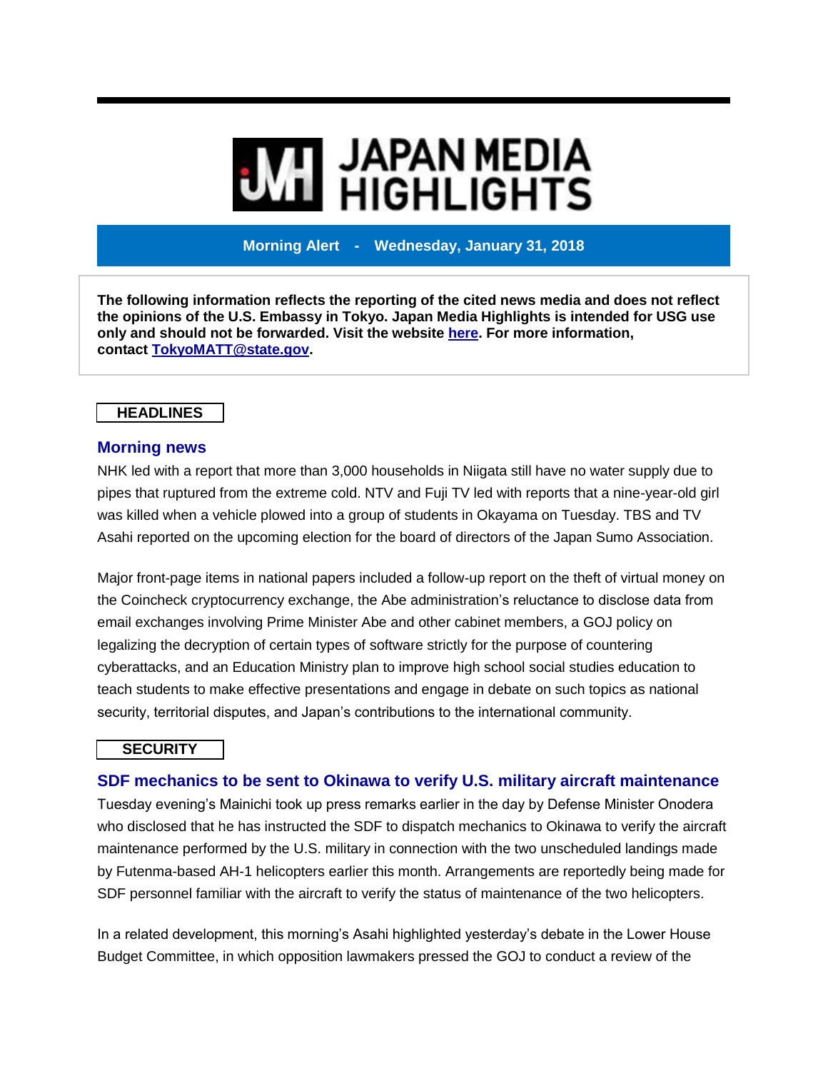# JAPAN MEDIA HIGHLIGHTS

**Morning Alert - Wednesday, January 31, 2018**

**The following information reflects the reporting of the cited news media and does not reflect the opinions of the U.S. Embassy in Tokyo. Japan Media Highlights is intended for USG use only and should not be forwarded. Visit the website here. For more information, contact TokyoMATT@state.gov.**

## HEADLINES

### Morning news

NHK led with a report that more than 3,000 households in Niigata still have no water supply due to pipes that ruptured from the extreme cold. NTV and Fuji TV led with reports that a nine-year-old girl was killed when a vehicle plowed into a group of students in Okayama on Tuesday. TBS and TV Asahi reported on the upcoming election for the board of directors of the Japan Sumo Association.

Major front-page items in national papers included a follow-up report on the theft of virtual money on the Coincheck cryptocurrency exchange, the Abe administration's reluctance to disclose data from email exchanges involving Prime Minister Abe and other cabinet members, a GOJ policy on legalizing the decryption of certain types of software strictly for the purpose of countering cyberattacks, and an Education Ministry plan to improve high school social studies education to teach students to make effective presentations and engage in debate on such topics as national security, territorial disputes, and Japan's contributions to the international community.

## SECURITY

### SDF mechanics to be sent to Okinawa to verify U.S. military aircraft maintenance

Tuesday evening's Mainichi took up press remarks earlier in the day by Defense Minister Onodera who disclosed that he has instructed the SDF to dispatch mechanics to Okinawa to verify the aircraft maintenance performed by the U.S. military in connection with the two unscheduled landings made by Futenma-based AH-1 helicopters earlier this month. Arrangements are reportedly being made for SDF personnel familiar with the aircraft to verify the status of maintenance of the two helicopters.

In a related development, this morning's Asahi highlighted yesterday's debate in the Lower House Budget Committee, in which opposition lawmakers pressed the GOJ to conduct a review of the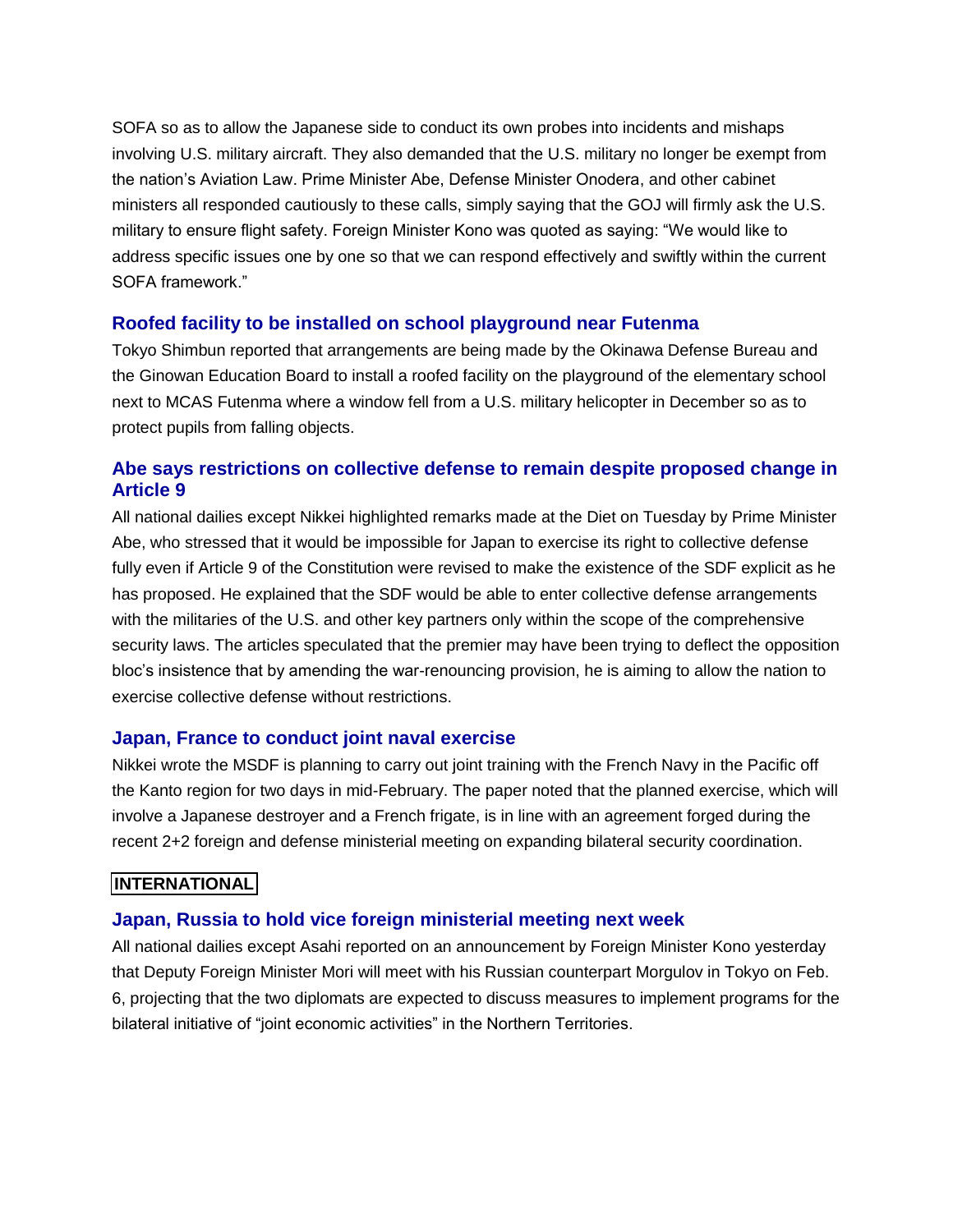SOFA so as to allow the Japanese side to conduct its own probes into incidents and mishaps involving U.S. military aircraft. They also demanded that the U.S. military no longer be exempt from the nation's Aviation Law. Prime Minister Abe, Defense Minister Onodera, and other cabinet ministers all responded cautiously to these calls, simply saying that the GOJ will firmly ask the U.S. military to ensure flight safety. Foreign Minister Kono was quoted as saying: "We would like to address specific issues one by one so that we can respond effectively and swiftly within the current SOFA framework."

### Roofed facility to be installed on school playground near Futenma

Tokyo Shimbun reported that arrangements are being made by the Okinawa Defense Bureau and the Ginowan Education Board to install a roofed facility on the playground of the elementary school next to MCAS Futenma where a window fell from a U.S. military helicopter in December so as to protect pupils from falling objects.

### Abe says restrictions on collective defense to remain despite proposed change in Article 9

All national dailies except Nikkei highlighted remarks made at the Diet on Tuesday by Prime Minister Abe, who stressed that it would be impossible for Japan to exercise its right to collective defense fully even if Article 9 of the Constitution were revised to make the existence of the SDF explicit as he has proposed. He explained that the SDF would be able to enter collective defense arrangements with the militaries of the U.S. and other key partners only within the scope of the comprehensive security laws. The articles speculated that the premier may have been trying to deflect the opposition bloc's insistence that by amending the war-renouncing provision, he is aiming to allow the nation to exercise collective defense without restrictions.

### Japan, France to conduct joint naval exercise

Nikkei wrote the MSDF is planning to carry out joint training with the French Navy in the Pacific off the Kanto region for two days in mid-February. The paper noted that the planned exercise, which will involve a Japanese destroyer and a French frigate, is in line with an agreement forged during the recent 2+2 foreign and defense ministerial meeting on expanding bilateral security coordination.

## INTERNATIONAL

### Japan, Russia to hold vice foreign ministerial meeting next week

All national dailies except Asahi reported on an announcement by Foreign Minister Kono yesterday that Deputy Foreign Minister Mori will meet with his Russian counterpart Morgulov in Tokyo on Feb. 6, projecting that the two diplomats are expected to discuss measures to implement programs for the bilateral initiative of "joint economic activities" in the Northern Territories.